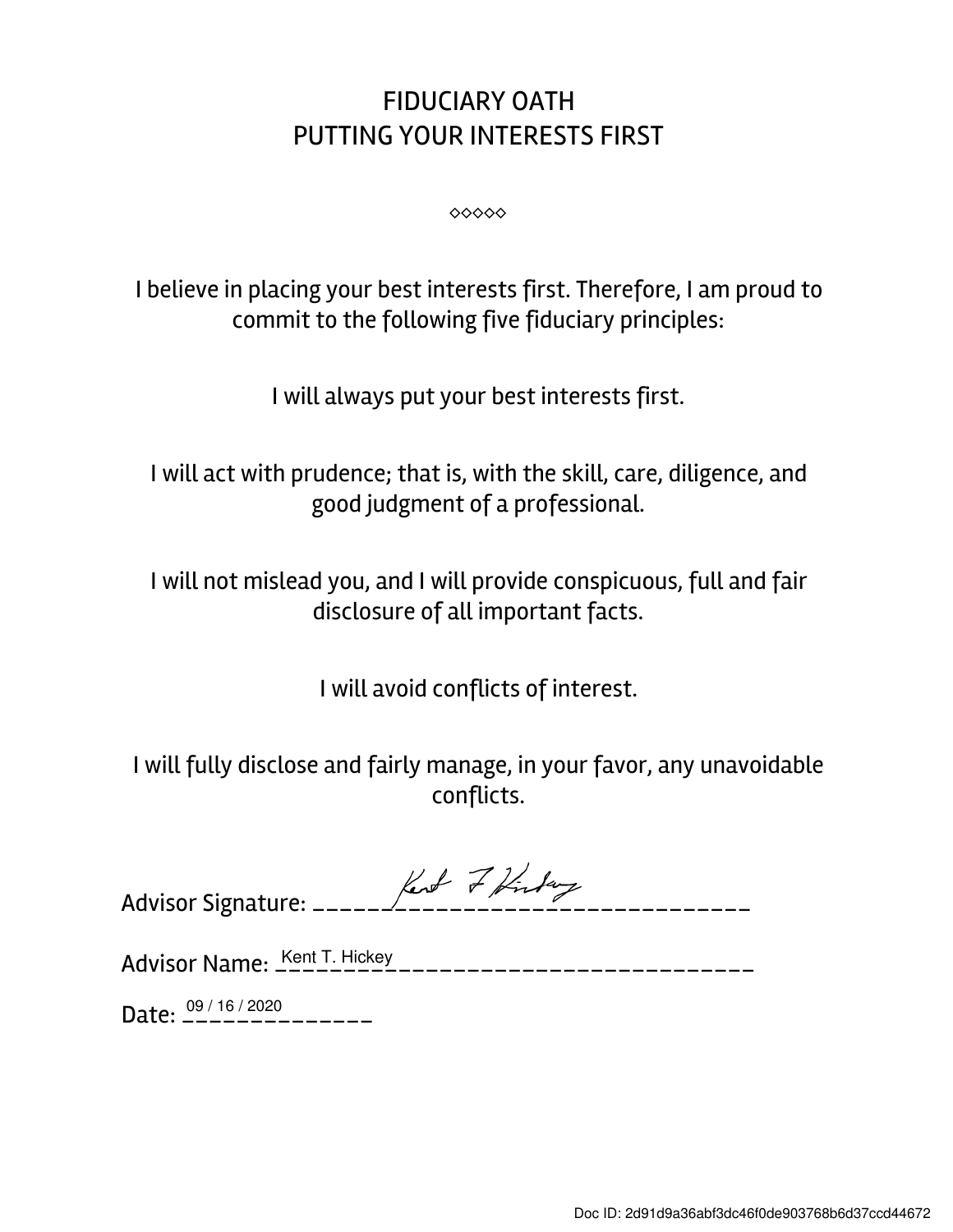# FIDUCIARY OATH
# PUTTING YOUR INTERESTS FIRST

◇◇◇◇◇

I believe in placing your best interests first. Therefore, I am proud to commit to the following five fiduciary principles:

I will always put your best interests first.

I will act with prudence; that is, with the skill, care, diligence, and good judgment of a professional.

I will not mislead you, and I will provide conspicuous, full and fair disclosure of all important facts.

I will avoid conflicts of interest.

I will fully disclose and fairly manage, in your favor, any unavoidable conflicts.

Advisor Signature: Kent T Hickey

Advisor Name: Kent T. Hickey

Date: 09 / 16 / 2020

Doc ID: 2d91d9a36abf3dc46f0de903768b6d37ccd44672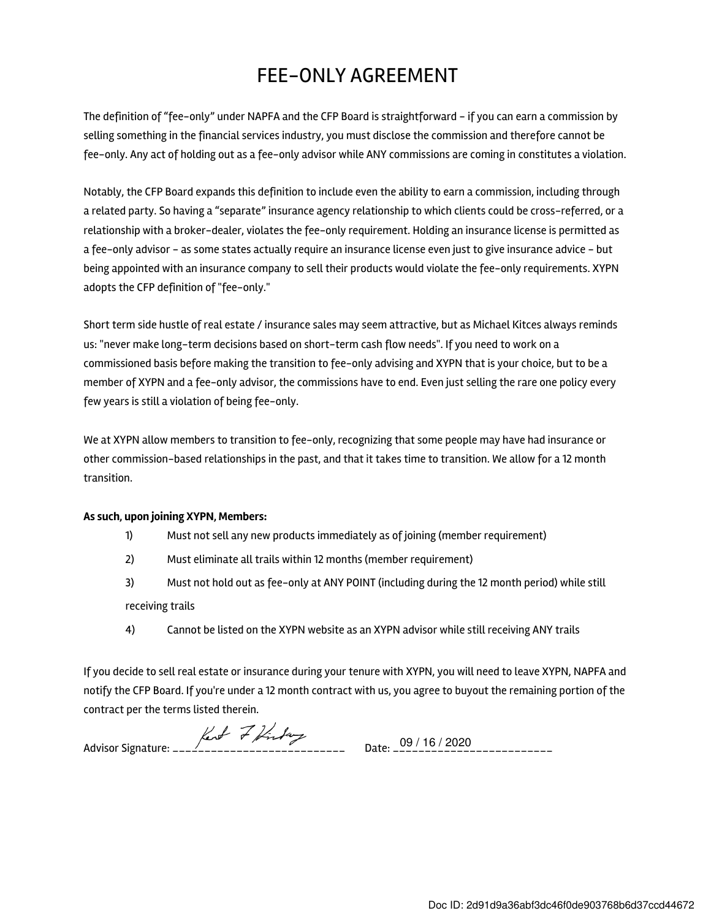# FEE-ONLY AGREEMENT

The definition of "fee-only" under NAPFA and the CFP Board is straightforward – if you can earn a commission by selling something in the financial services industry, you must disclose the commission and therefore cannot be fee-only. Any act of holding out as a fee-only advisor while ANY commissions are coming in constitutes a violation.

Notably, the CFP Board expands this definition to include even the ability to earn a commission, including through a related party. So having a "separate" insurance agency relationship to which clients could be cross-referred, or a relationship with a broker-dealer, violates the fee-only requirement. Holding an insurance license is permitted as a fee-only advisor – as some states actually require an insurance license even just to give insurance advice – but being appointed with an insurance company to sell their products would violate the fee-only requirements. XYPN adopts the CFP definition of "fee-only."

Short term side hustle of real estate / insurance sales may seem attractive, but as Michael Kitces always reminds us: "never make long-term decisions based on short-term cash flow needs". If you need to work on a commissioned basis before making the transition to fee-only advising and XYPN that is your choice, but to be a member of XYPN and a fee-only advisor, the commissions have to end. Even just selling the rare one policy every few years is still a violation of being fee-only.

We at XYPN allow members to transition to fee-only, recognizing that some people may have had insurance or other commission-based relationships in the past, and that it takes time to transition. We allow for a 12 month transition.

**As such, upon joining XYPN, Members:**

1) Must not sell any new products immediately as of joining (member requirement)
2) Must eliminate all trails within 12 months (member requirement)
3) Must not hold out as fee-only at ANY POINT (including during the 12 month period) while still receiving trails
4) Cannot be listed on the XYPN website as an XYPN advisor while still receiving ANY trails

If you decide to sell real estate or insurance during your tenure with XYPN, you will need to leave XYPN, NAPFA and notify the CFP Board. If you're under a 12 month contract with us, you agree to buyout the remaining portion of the contract per the terms listed therein.

Advisor Signature: [signature] Date: 09 / 16 / 2020

Doc ID: 2d91d9a36abf3dc46f0de903768b6d37ccd44672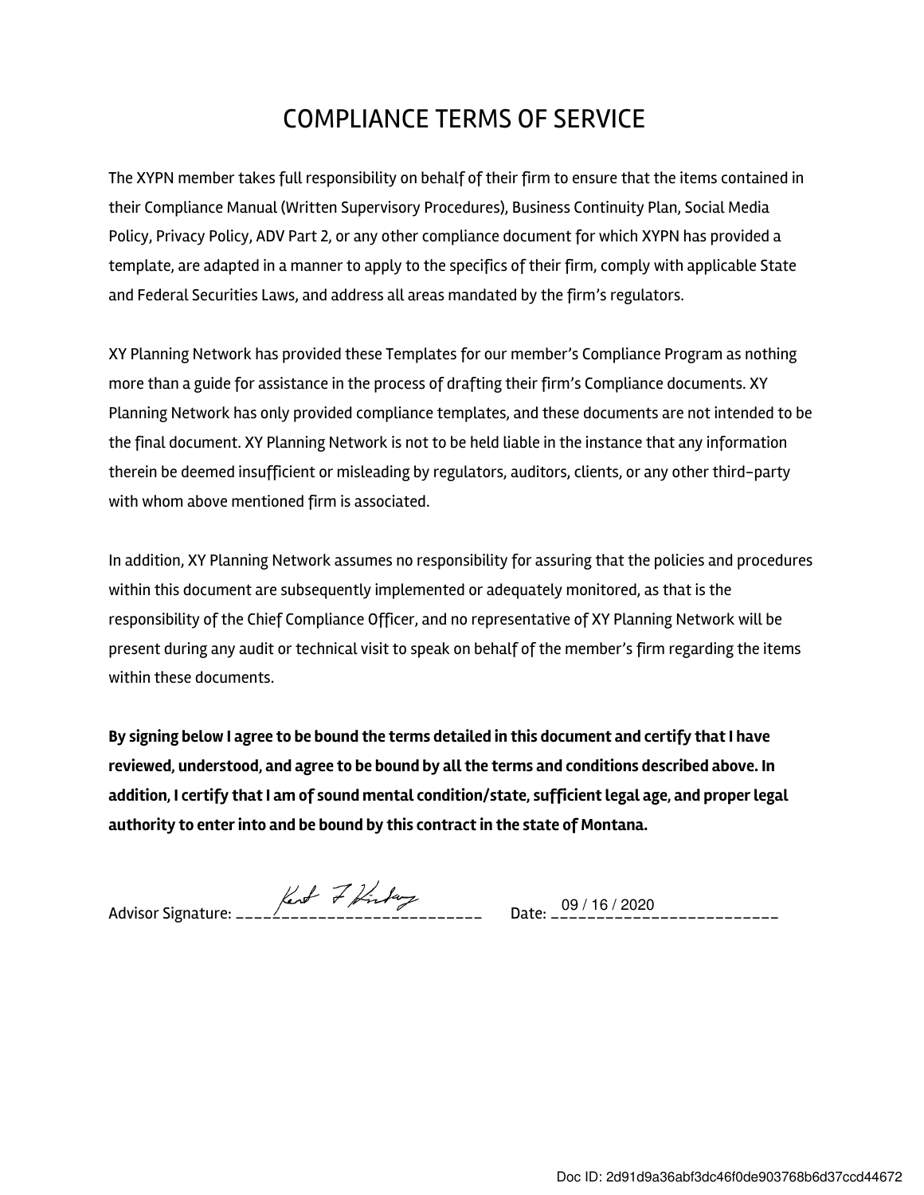# COMPLIANCE TERMS OF SERVICE

The XYPN member takes full responsibility on behalf of their firm to ensure that the items contained in their Compliance Manual (Written Supervisory Procedures), Business Continuity Plan, Social Media Policy, Privacy Policy, ADV Part 2, or any other compliance document for which XYPN has provided a template, are adapted in a manner to apply to the specifics of their firm, comply with applicable State and Federal Securities Laws, and address all areas mandated by the firm's regulators.

XY Planning Network has provided these Templates for our member's Compliance Program as nothing more than a guide for assistance in the process of drafting their firm's Compliance documents. XY Planning Network has only provided compliance templates, and these documents are not intended to be the final document. XY Planning Network is not to be held liable in the instance that any information therein be deemed insufficient or misleading by regulators, auditors, clients, or any other third-party with whom above mentioned firm is associated.

In addition, XY Planning Network assumes no responsibility for assuring that the policies and procedures within this document are subsequently implemented or adequately monitored, as that is the responsibility of the Chief Compliance Officer, and no representative of XY Planning Network will be present during any audit or technical visit to speak on behalf of the member's firm regarding the items within these documents.

**By signing below I agree to be bound the terms detailed in this document and certify that I have reviewed, understood, and agree to be bound by all the terms and conditions described above. In addition, I certify that I am of sound mental condition/state, sufficient legal age, and proper legal authority to enter into and be bound by this contract in the state of Montana.**

Advisor Signature: ___________________________ Date: 09 / 16 / 2020

Doc ID: 2d91d9a36abf3dc46f0de903768b6d37ccd44672